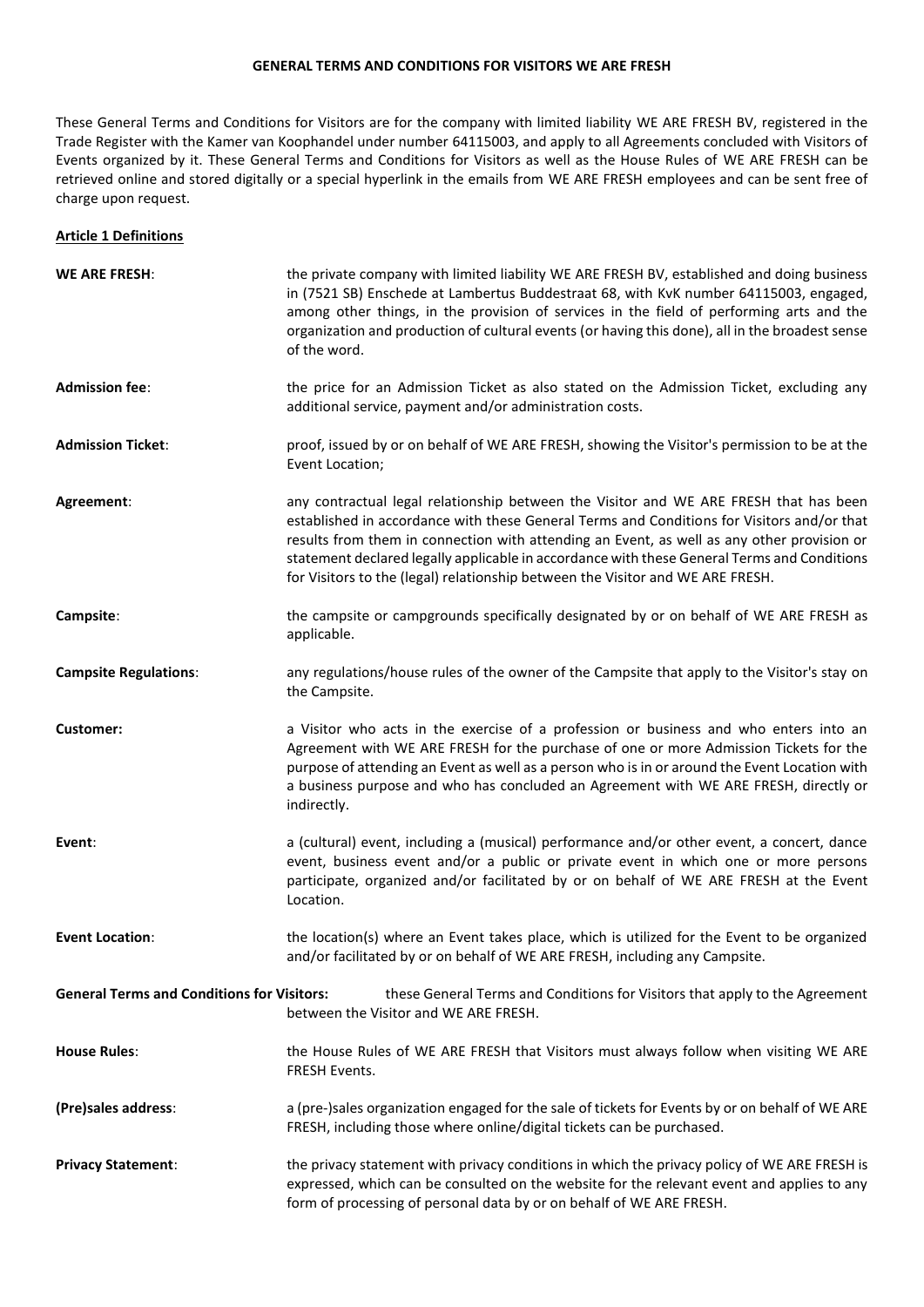# GENERAL TERMS AND CONDITIONS FOR VISITORS WE ARE FRESH

These General Terms and Conditions for Visitors are for the company with limited liability WE ARE FRESH BV, registered in the Trade Register with the Kamer van Koophandel under number 64115003, and apply to all Agreements concluded with Visitors of Events organized by it. These General Terms and Conditions for Visitors as well as the House Rules of WE ARE FRESH can be retrieved online and stored digitally or a special hyperlink in the emails from WE ARE FRESH employees and can be sent free of charge upon request.

## Article 1 Definitions

**WE ARE FRESH**: the private company with limited liability WE ARE FRESH BV, established and doing business in (7521 SB) Enschede at Lambertus Buddestraat 68, with KvK number 64115003, engaged, among other things, in the provision of services in the field of performing arts and the organization and production of cultural events (or having this done), all in the broadest sense of the word.

**Admission fee**: the price for an Admission Ticket as also stated on the Admission Ticket, excluding any additional service, payment and/or administration costs.

**Admission Ticket**: proof, issued by or on behalf of WE ARE FRESH, showing the Visitor's permission to be at the Event Location;

**Agreement**: any contractual legal relationship between the Visitor and WE ARE FRESH that has been established in accordance with these General Terms and Conditions for Visitors and/or that results from them in connection with attending an Event, as well as any other provision or statement declared legally applicable in accordance with these General Terms and Conditions for Visitors to the (legal) relationship between the Visitor and WE ARE FRESH.

**Campsite**: the campsite or campgrounds specifically designated by or on behalf of WE ARE FRESH as applicable.

**Campsite Regulations**: any regulations/house rules of the owner of the Campsite that apply to the Visitor's stay on the Campsite.

**Customer:** a Visitor who acts in the exercise of a profession or business and who enters into an Agreement with WE ARE FRESH for the purchase of one or more Admission Tickets for the purpose of attending an Event as well as a person who is in or around the Event Location with a business purpose and who has concluded an Agreement with WE ARE FRESH, directly or indirectly.

**Event**: a (cultural) event, including a (musical) performance and/or other event, a concert, dance event, business event and/or a public or private event in which one or more persons participate, organized and/or facilitated by or on behalf of WE ARE FRESH at the Event Location.

**Event Location**: the location(s) where an Event takes place, which is utilized for the Event to be organized and/or facilitated by or on behalf of WE ARE FRESH, including any Campsite.

**General Terms and Conditions for Visitors:** these General Terms and Conditions for Visitors that apply to the Agreement between the Visitor and WE ARE FRESH.

**House Rules**: the House Rules of WE ARE FRESH that Visitors must always follow when visiting WE ARE FRESH Events.

**(Pre)sales address**: a (pre-)sales organization engaged for the sale of tickets for Events by or on behalf of WE ARE FRESH, including those where online/digital tickets can be purchased.

**Privacy Statement**: the privacy statement with privacy conditions in which the privacy policy of WE ARE FRESH is expressed, which can be consulted on the website for the relevant event and applies to any form of processing of personal data by or on behalf of WE ARE FRESH.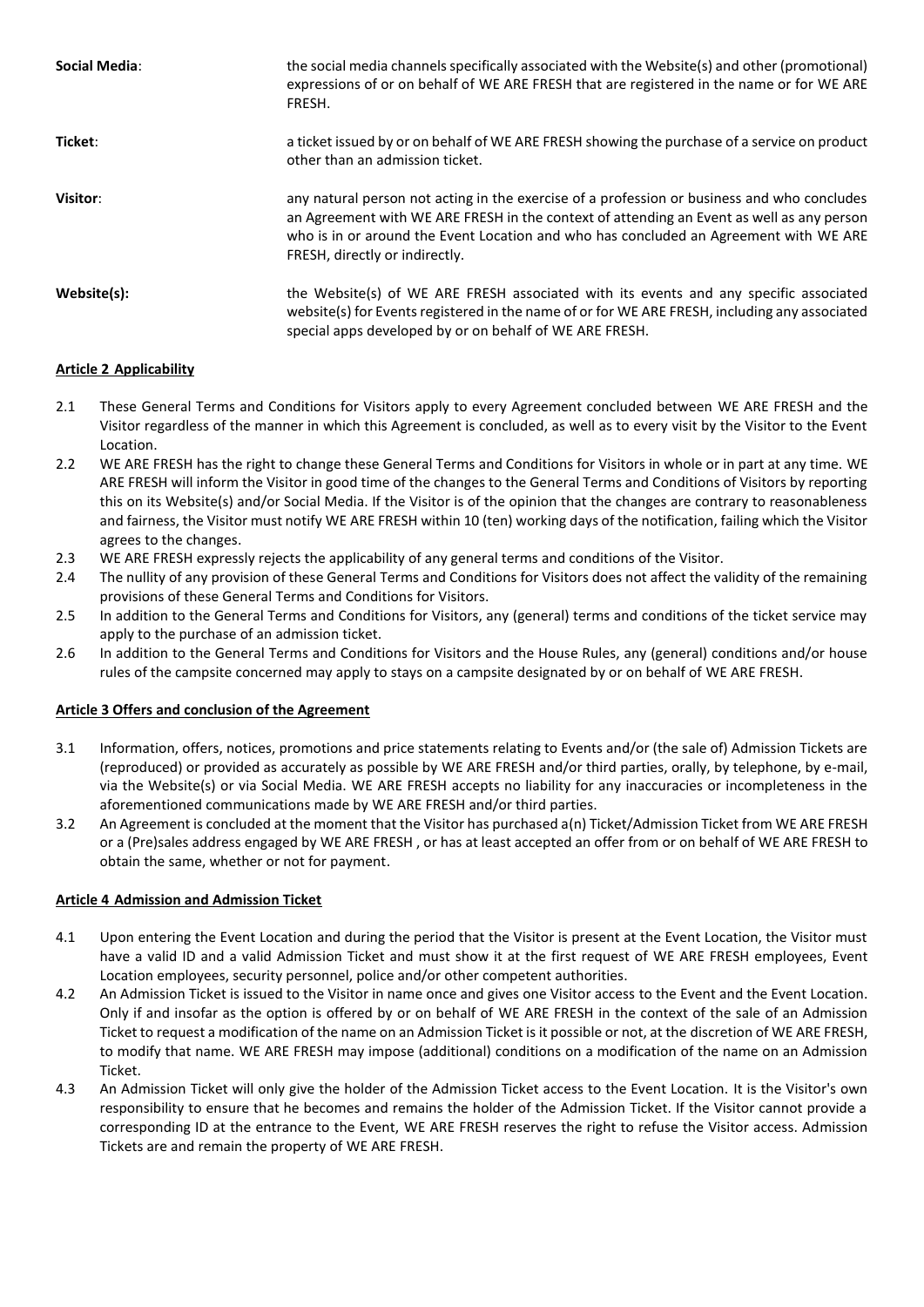**Social Media**: the social media channels specifically associated with the Website(s) and other (promotional) expressions of or on behalf of WE ARE FRESH that are registered in the name or for WE ARE FRESH.

**Ticket**: a ticket issued by or on behalf of WE ARE FRESH showing the purchase of a service on product other than an admission ticket.

**Visitor**: any natural person not acting in the exercise of a profession or business and who concludes an Agreement with WE ARE FRESH in the context of attending an Event as well as any person who is in or around the Event Location and who has concluded an Agreement with WE ARE FRESH, directly or indirectly.

**Website(s):** the Website(s) of WE ARE FRESH associated with its events and any specific associated website(s) for Events registered in the name of or for WE ARE FRESH, including any associated special apps developed by or on behalf of WE ARE FRESH.

**Article 2 Applicability**

2.1 These General Terms and Conditions for Visitors apply to every Agreement concluded between WE ARE FRESH and the Visitor regardless of the manner in which this Agreement is concluded, as well as to every visit by the Visitor to the Event Location.

2.2 WE ARE FRESH has the right to change these General Terms and Conditions for Visitors in whole or in part at any time. WE ARE FRESH will inform the Visitor in good time of the changes to the General Terms and Conditions of Visitors by reporting this on its Website(s) and/or Social Media. If the Visitor is of the opinion that the changes are contrary to reasonableness and fairness, the Visitor must notify WE ARE FRESH within 10 (ten) working days of the notification, failing which the Visitor agrees to the changes.

2.3 WE ARE FRESH expressly rejects the applicability of any general terms and conditions of the Visitor.

2.4 The nullity of any provision of these General Terms and Conditions for Visitors does not affect the validity of the remaining provisions of these General Terms and Conditions for Visitors.

2.5 In addition to the General Terms and Conditions for Visitors, any (general) terms and conditions of the ticket service may apply to the purchase of an admission ticket.

2.6 In addition to the General Terms and Conditions for Visitors and the House Rules, any (general) conditions and/or house rules of the campsite concerned may apply to stays on a campsite designated by or on behalf of WE ARE FRESH.

**Article 3 Offers and conclusion of the Agreement**

3.1 Information, offers, notices, promotions and price statements relating to Events and/or (the sale of) Admission Tickets are (reproduced) or provided as accurately as possible by WE ARE FRESH and/or third parties, orally, by telephone, by e-mail, via the Website(s) or via Social Media. WE ARE FRESH accepts no liability for any inaccuracies or incompleteness in the aforementioned communications made by WE ARE FRESH and/or third parties.

3.2 An Agreement is concluded at the moment that the Visitor has purchased a(n) Ticket/Admission Ticket from WE ARE FRESH or a (Pre)sales address engaged by WE ARE FRESH , or has at least accepted an offer from or on behalf of WE ARE FRESH to obtain the same, whether or not for payment.

**Article 4 Admission and Admission Ticket**

4.1 Upon entering the Event Location and during the period that the Visitor is present at the Event Location, the Visitor must have a valid ID and a valid Admission Ticket and must show it at the first request of WE ARE FRESH employees, Event Location employees, security personnel, police and/or other competent authorities.

4.2 An Admission Ticket is issued to the Visitor in name once and gives one Visitor access to the Event and the Event Location. Only if and insofar as the option is offered by or on behalf of WE ARE FRESH in the context of the sale of an Admission Ticket to request a modification of the name on an Admission Ticket is it possible or not, at the discretion of WE ARE FRESH, to modify that name. WE ARE FRESH may impose (additional) conditions on a modification of the name on an Admission Ticket.

4.3 An Admission Ticket will only give the holder of the Admission Ticket access to the Event Location. It is the Visitor's own responsibility to ensure that he becomes and remains the holder of the Admission Ticket. If the Visitor cannot provide a corresponding ID at the entrance to the Event, WE ARE FRESH reserves the right to refuse the Visitor access. Admission Tickets are and remain the property of WE ARE FRESH.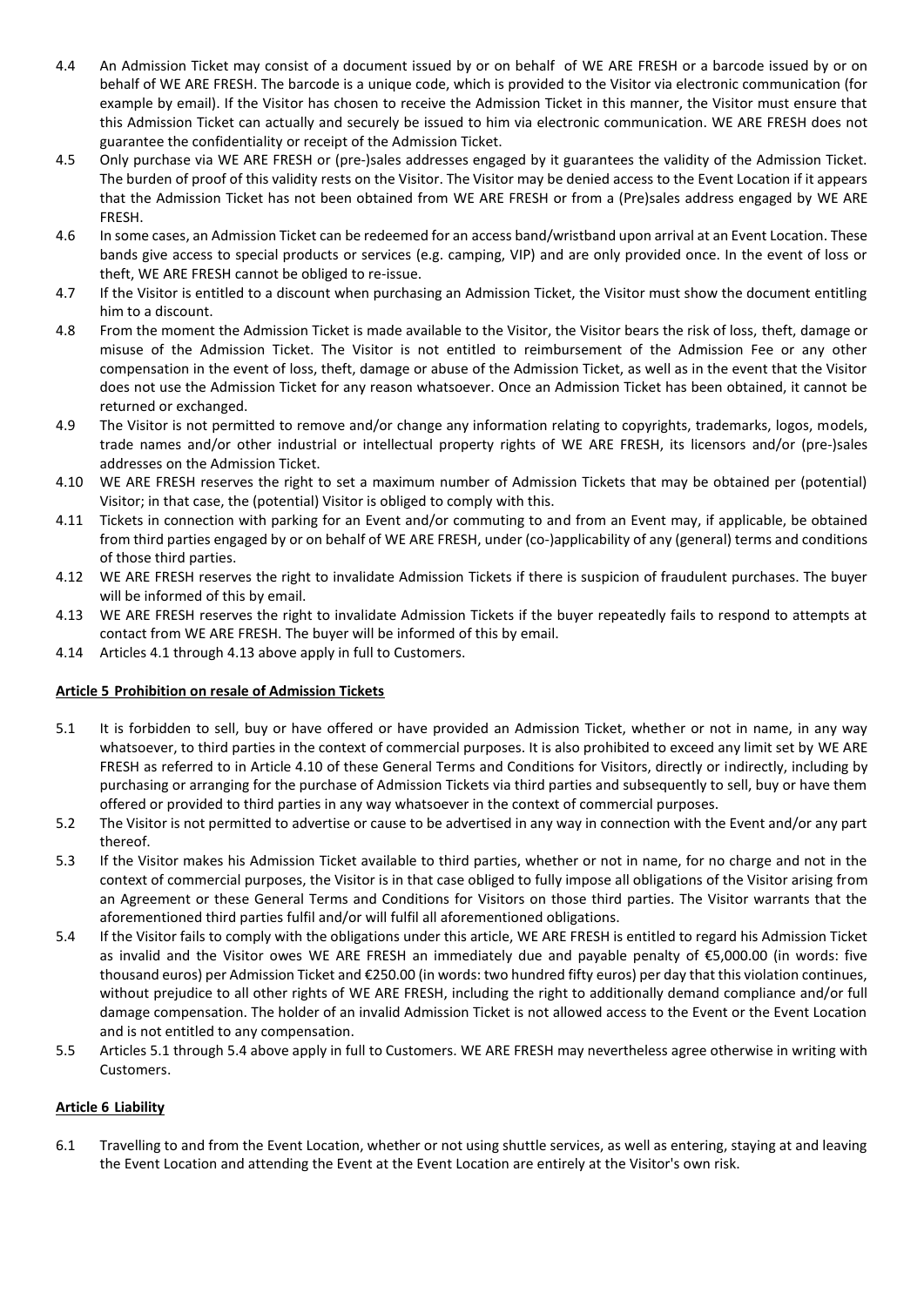4.4 An Admission Ticket may consist of a document issued by or on behalf of WE ARE FRESH or a barcode issued by or on behalf of WE ARE FRESH. The barcode is a unique code, which is provided to the Visitor via electronic communication (for example by email). If the Visitor has chosen to receive the Admission Ticket in this manner, the Visitor must ensure that this Admission Ticket can actually and securely be issued to him via electronic communication. WE ARE FRESH does not guarantee the confidentiality or receipt of the Admission Ticket.

4.5 Only purchase via WE ARE FRESH or (pre-)sales addresses engaged by it guarantees the validity of the Admission Ticket. The burden of proof of this validity rests on the Visitor. The Visitor may be denied access to the Event Location if it appears that the Admission Ticket has not been obtained from WE ARE FRESH or from a (Pre)sales address engaged by WE ARE FRESH.

4.6 In some cases, an Admission Ticket can be redeemed for an access band/wristband upon arrival at an Event Location. These bands give access to special products or services (e.g. camping, VIP) and are only provided once. In the event of loss or theft, WE ARE FRESH cannot be obliged to re-issue.

4.7 If the Visitor is entitled to a discount when purchasing an Admission Ticket, the Visitor must show the document entitling him to a discount.

4.8 From the moment the Admission Ticket is made available to the Visitor, the Visitor bears the risk of loss, theft, damage or misuse of the Admission Ticket. The Visitor is not entitled to reimbursement of the Admission Fee or any other compensation in the event of loss, theft, damage or abuse of the Admission Ticket, as well as in the event that the Visitor does not use the Admission Ticket for any reason whatsoever. Once an Admission Ticket has been obtained, it cannot be returned or exchanged.

4.9 The Visitor is not permitted to remove and/or change any information relating to copyrights, trademarks, logos, models, trade names and/or other industrial or intellectual property rights of WE ARE FRESH, its licensors and/or (pre-)sales addresses on the Admission Ticket.

4.10 WE ARE FRESH reserves the right to set a maximum number of Admission Tickets that may be obtained per (potential) Visitor; in that case, the (potential) Visitor is obliged to comply with this.

4.11 Tickets in connection with parking for an Event and/or commuting to and from an Event may, if applicable, be obtained from third parties engaged by or on behalf of WE ARE FRESH, under (co-)applicability of any (general) terms and conditions of those third parties.

4.12 WE ARE FRESH reserves the right to invalidate Admission Tickets if there is suspicion of fraudulent purchases. The buyer will be informed of this by email.

4.13 WE ARE FRESH reserves the right to invalidate Admission Tickets if the buyer repeatedly fails to respond to attempts at contact from WE ARE FRESH. The buyer will be informed of this by email.

4.14 Articles 4.1 through 4.13 above apply in full to Customers.

**Article 5 Prohibition on resale of Admission Tickets**

5.1 It is forbidden to sell, buy or have offered or have provided an Admission Ticket, whether or not in name, in any way whatsoever, to third parties in the context of commercial purposes. It is also prohibited to exceed any limit set by WE ARE FRESH as referred to in Article 4.10 of these General Terms and Conditions for Visitors, directly or indirectly, including by purchasing or arranging for the purchase of Admission Tickets via third parties and subsequently to sell, buy or have them offered or provided to third parties in any way whatsoever in the context of commercial purposes.

5.2 The Visitor is not permitted to advertise or cause to be advertised in any way in connection with the Event and/or any part thereof.

5.3 If the Visitor makes his Admission Ticket available to third parties, whether or not in name, for no charge and not in the context of commercial purposes, the Visitor is in that case obliged to fully impose all obligations of the Visitor arising from an Agreement or these General Terms and Conditions for Visitors on those third parties. The Visitor warrants that the aforementioned third parties fulfil and/or will fulfil all aforementioned obligations.

5.4 If the Visitor fails to comply with the obligations under this article, WE ARE FRESH is entitled to regard his Admission Ticket as invalid and the Visitor owes WE ARE FRESH an immediately due and payable penalty of €5,000.00 (in words: five thousand euros) per Admission Ticket and €250.00 (in words: two hundred fifty euros) per day that this violation continues, without prejudice to all other rights of WE ARE FRESH, including the right to additionally demand compliance and/or full damage compensation. The holder of an invalid Admission Ticket is not allowed access to the Event or the Event Location and is not entitled to any compensation.

5.5 Articles 5.1 through 5.4 above apply in full to Customers. WE ARE FRESH may nevertheless agree otherwise in writing with Customers.

**Article 6 Liability**

6.1 Travelling to and from the Event Location, whether or not using shuttle services, as well as entering, staying at and leaving the Event Location and attending the Event at the Event Location are entirely at the Visitor's own risk.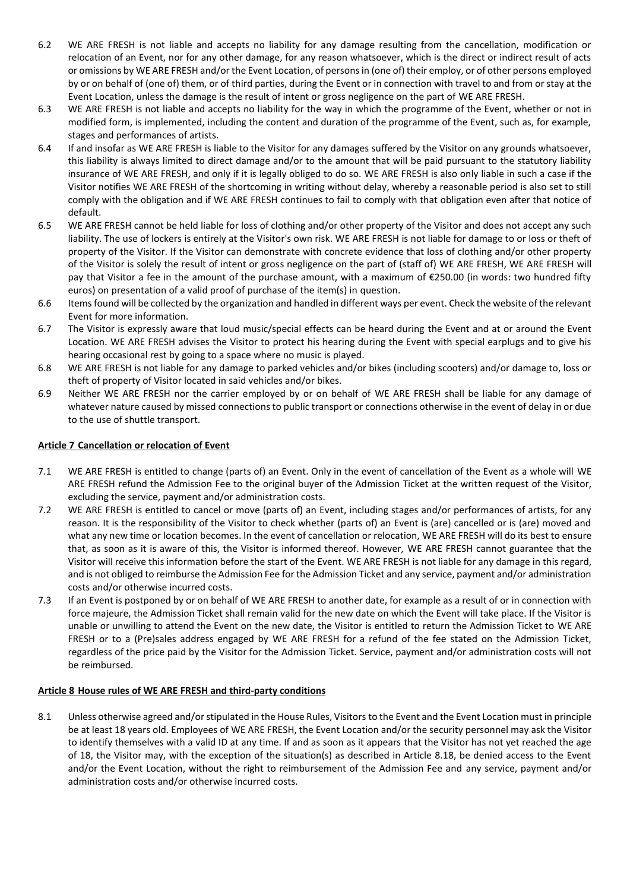6.2 WE ARE FRESH is not liable and accepts no liability for any damage resulting from the cancellation, modification or relocation of an Event, nor for any other damage, for any reason whatsoever, which is the direct or indirect result of acts or omissions by WE ARE FRESH and/or the Event Location, of persons in (one of) their employ, or of other persons employed by or on behalf of (one of) them, or of third parties, during the Event or in connection with travel to and from or stay at the Event Location, unless the damage is the result of intent or gross negligence on the part of WE ARE FRESH.

6.3 WE ARE FRESH is not liable and accepts no liability for the way in which the programme of the Event, whether or not in modified form, is implemented, including the content and duration of the programme of the Event, such as, for example, stages and performances of artists.

6.4 If and insofar as WE ARE FRESH is liable to the Visitor for any damages suffered by the Visitor on any grounds whatsoever, this liability is always limited to direct damage and/or to the amount that will be paid pursuant to the statutory liability insurance of WE ARE FRESH, and only if it is legally obliged to do so. WE ARE FRESH is also only liable in such a case if the Visitor notifies WE ARE FRESH of the shortcoming in writing without delay, whereby a reasonable period is also set to still comply with the obligation and if WE ARE FRESH continues to fail to comply with that obligation even after that notice of default.

6.5 WE ARE FRESH cannot be held liable for loss of clothing and/or other property of the Visitor and does not accept any such liability. The use of lockers is entirely at the Visitor's own risk. WE ARE FRESH is not liable for damage to or loss or theft of property of the Visitor. If the Visitor can demonstrate with concrete evidence that loss of clothing and/or other property of the Visitor is solely the result of intent or gross negligence on the part of (staff of) WE ARE FRESH, WE ARE FRESH will pay that Visitor a fee in the amount of the purchase amount, with a maximum of €250.00 (in words: two hundred fifty euros) on presentation of a valid proof of purchase of the item(s) in question.

6.6 Items found will be collected by the organization and handled in different ways per event. Check the website of the relevant Event for more information.

6.7 The Visitor is expressly aware that loud music/special effects can be heard during the Event and at or around the Event Location. WE ARE FRESH advises the Visitor to protect his hearing during the Event with special earplugs and to give his hearing occasional rest by going to a space where no music is played.

6.8 WE ARE FRESH is not liable for any damage to parked vehicles and/or bikes (including scooters) and/or damage to, loss or theft of property of Visitor located in said vehicles and/or bikes.

6.9 Neither WE ARE FRESH nor the carrier employed by or on behalf of WE ARE FRESH shall be liable for any damage of whatever nature caused by missed connections to public transport or connections otherwise in the event of delay in or due to the use of shuttle transport.

**Article 7 Cancellation or relocation of Event**

7.1 WE ARE FRESH is entitled to change (parts of) an Event. Only in the event of cancellation of the Event as a whole will WE ARE FRESH refund the Admission Fee to the original buyer of the Admission Ticket at the written request of the Visitor, excluding the service, payment and/or administration costs.

7.2 WE ARE FRESH is entitled to cancel or move (parts of) an Event, including stages and/or performances of artists, for any reason. It is the responsibility of the Visitor to check whether (parts of) an Event is (are) cancelled or is (are) moved and what any new time or location becomes. In the event of cancellation or relocation, WE ARE FRESH will do its best to ensure that, as soon as it is aware of this, the Visitor is informed thereof. However, WE ARE FRESH cannot guarantee that the Visitor will receive this information before the start of the Event. WE ARE FRESH is not liable for any damage in this regard, and is not obliged to reimburse the Admission Fee for the Admission Ticket and any service, payment and/or administration costs and/or otherwise incurred costs.

7.3 If an Event is postponed by or on behalf of WE ARE FRESH to another date, for example as a result of or in connection with force majeure, the Admission Ticket shall remain valid for the new date on which the Event will take place. If the Visitor is unable or unwilling to attend the Event on the new date, the Visitor is entitled to return the Admission Ticket to WE ARE FRESH or to a (Pre)sales address engaged by WE ARE FRESH for a refund of the fee stated on the Admission Ticket, regardless of the price paid by the Visitor for the Admission Ticket. Service, payment and/or administration costs will not be reimbursed.

**Article 8 House rules of WE ARE FRESH and third-party conditions**

8.1 Unless otherwise agreed and/or stipulated in the House Rules, Visitors to the Event and the Event Location must in principle be at least 18 years old. Employees of WE ARE FRESH, the Event Location and/or the security personnel may ask the Visitor to identify themselves with a valid ID at any time. If and as soon as it appears that the Visitor has not yet reached the age of 18, the Visitor may, with the exception of the situation(s) as described in Article 8.18, be denied access to the Event and/or the Event Location, without the right to reimbursement of the Admission Fee and any service, payment and/or administration costs and/or otherwise incurred costs.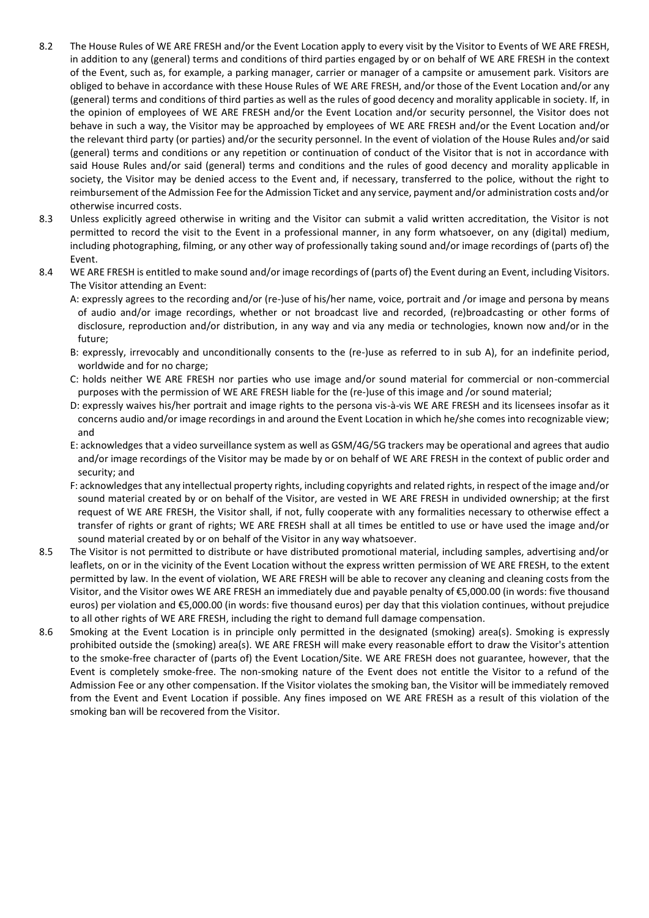8.2 The House Rules of WE ARE FRESH and/or the Event Location apply to every visit by the Visitor to Events of WE ARE FRESH, in addition to any (general) terms and conditions of third parties engaged by or on behalf of WE ARE FRESH in the context of the Event, such as, for example, a parking manager, carrier or manager of a campsite or amusement park. Visitors are obliged to behave in accordance with these House Rules of WE ARE FRESH, and/or those of the Event Location and/or any (general) terms and conditions of third parties as well as the rules of good decency and morality applicable in society. If, in the opinion of employees of WE ARE FRESH and/or the Event Location and/or security personnel, the Visitor does not behave in such a way, the Visitor may be approached by employees of WE ARE FRESH and/or the Event Location and/or the relevant third party (or parties) and/or the security personnel. In the event of violation of the House Rules and/or said (general) terms and conditions or any repetition or continuation of conduct of the Visitor that is not in accordance with said House Rules and/or said (general) terms and conditions and the rules of good decency and morality applicable in society, the Visitor may be denied access to the Event and, if necessary, transferred to the police, without the right to reimbursement of the Admission Fee for the Admission Ticket and any service, payment and/or administration costs and/or otherwise incurred costs.

8.3 Unless explicitly agreed otherwise in writing and the Visitor can submit a valid written accreditation, the Visitor is not permitted to record the visit to the Event in a professional manner, in any form whatsoever, on any (digital) medium, including photographing, filming, or any other way of professionally taking sound and/or image recordings of (parts of) the Event.

8.4 WE ARE FRESH is entitled to make sound and/or image recordings of (parts of) the Event during an Event, including Visitors. The Visitor attending an Event:

A: expressly agrees to the recording and/or (re-)use of his/her name, voice, portrait and /or image and persona by means of audio and/or image recordings, whether or not broadcast live and recorded, (re)broadcasting or other forms of disclosure, reproduction and/or distribution, in any way and via any media or technologies, known now and/or in the future;

B: expressly, irrevocably and unconditionally consents to the (re-)use as referred to in sub A), for an indefinite period, worldwide and for no charge;

C: holds neither WE ARE FRESH nor parties who use image and/or sound material for commercial or non-commercial purposes with the permission of WE ARE FRESH liable for the (re-)use of this image and /or sound material;

D: expressly waives his/her portrait and image rights to the persona vis-à-vis WE ARE FRESH and its licensees insofar as it concerns audio and/or image recordings in and around the Event Location in which he/she comes into recognizable view; and

E: acknowledges that a video surveillance system as well as GSM/4G/5G trackers may be operational and agrees that audio and/or image recordings of the Visitor may be made by or on behalf of WE ARE FRESH in the context of public order and security; and

F: acknowledges that any intellectual property rights, including copyrights and related rights, in respect of the image and/or sound material created by or on behalf of the Visitor, are vested in WE ARE FRESH in undivided ownership; at the first request of WE ARE FRESH, the Visitor shall, if not, fully cooperate with any formalities necessary to otherwise effect a transfer of rights or grant of rights; WE ARE FRESH shall at all times be entitled to use or have used the image and/or sound material created by or on behalf of the Visitor in any way whatsoever.

8.5 The Visitor is not permitted to distribute or have distributed promotional material, including samples, advertising and/or leaflets, on or in the vicinity of the Event Location without the express written permission of WE ARE FRESH, to the extent permitted by law. In the event of violation, WE ARE FRESH will be able to recover any cleaning and cleaning costs from the Visitor, and the Visitor owes WE ARE FRESH an immediately due and payable penalty of €5,000.00 (in words: five thousand euros) per violation and €5,000.00 (in words: five thousand euros) per day that this violation continues, without prejudice to all other rights of WE ARE FRESH, including the right to demand full damage compensation.

8.6 Smoking at the Event Location is in principle only permitted in the designated (smoking) area(s). Smoking is expressly prohibited outside the (smoking) area(s). WE ARE FRESH will make every reasonable effort to draw the Visitor's attention to the smoke-free character of (parts of) the Event Location/Site. WE ARE FRESH does not guarantee, however, that the Event is completely smoke-free. The non-smoking nature of the Event does not entitle the Visitor to a refund of the Admission Fee or any other compensation. If the Visitor violates the smoking ban, the Visitor will be immediately removed from the Event and Event Location if possible. Any fines imposed on WE ARE FRESH as a result of this violation of the smoking ban will be recovered from the Visitor.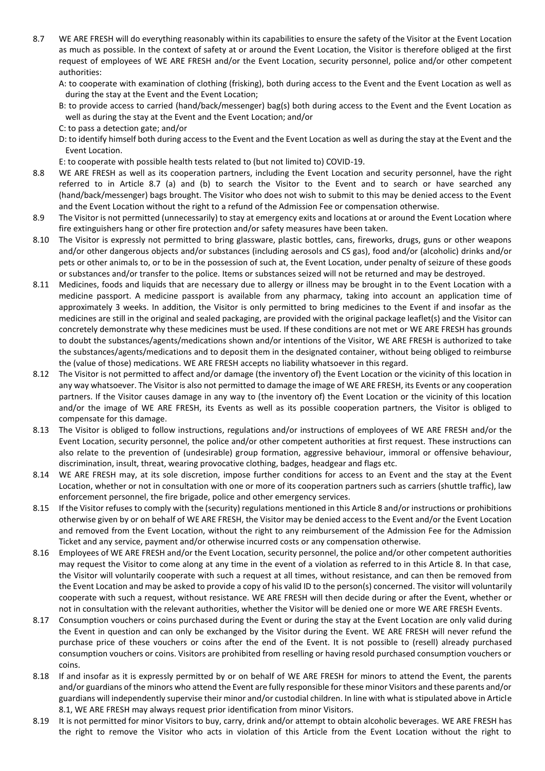8.7 WE ARE FRESH will do everything reasonably within its capabilities to ensure the safety of the Visitor at the Event Location as much as possible. In the context of safety at or around the Event Location, the Visitor is therefore obliged at the first request of employees of WE ARE FRESH and/or the Event Location, security personnel, police and/or other competent authorities:

A: to cooperate with examination of clothing (frisking), both during access to the Event and the Event Location as well as during the stay at the Event and the Event Location;

B: to provide access to carried (hand/back/messenger) bag(s) both during access to the Event and the Event Location as well as during the stay at the Event and the Event Location; and/or

C: to pass a detection gate; and/or

D: to identify himself both during access to the Event and the Event Location as well as during the stay at the Event and the Event Location.

E: to cooperate with possible health tests related to (but not limited to) COVID-19.

8.8 WE ARE FRESH as well as its cooperation partners, including the Event Location and security personnel, have the right referred to in Article 8.7 (a) and (b) to search the Visitor to the Event and to search or have searched any (hand/back/messenger) bags brought. The Visitor who does not wish to submit to this may be denied access to the Event and the Event Location without the right to a refund of the Admission Fee or compensation otherwise.

8.9 The Visitor is not permitted (unnecessarily) to stay at emergency exits and locations at or around the Event Location where fire extinguishers hang or other fire protection and/or safety measures have been taken.

8.10 The Visitor is expressly not permitted to bring glassware, plastic bottles, cans, fireworks, drugs, guns or other weapons and/or other dangerous objects and/or substances (including aerosols and CS gas), food and/or (alcoholic) drinks and/or pets or other animals to, or to be in the possession of such at, the Event Location, under penalty of seizure of these goods or substances and/or transfer to the police. Items or substances seized will not be returned and may be destroyed.

8.11 Medicines, foods and liquids that are necessary due to allergy or illness may be brought in to the Event Location with a medicine passport. A medicine passport is available from any pharmacy, taking into account an application time of approximately 3 weeks. In addition, the Visitor is only permitted to bring medicines to the Event if and insofar as the medicines are still in the original and sealed packaging, are provided with the original package leaflet(s) and the Visitor can concretely demonstrate why these medicines must be used. If these conditions are not met or WE ARE FRESH has grounds to doubt the substances/agents/medications shown and/or intentions of the Visitor, WE ARE FRESH is authorized to take the substances/agents/medications and to deposit them in the designated container, without being obliged to reimburse the (value of those) medications. WE ARE FRESH accepts no liability whatsoever in this regard.

8.12 The Visitor is not permitted to affect and/or damage (the inventory of) the Event Location or the vicinity of this location in any way whatsoever. The Visitor is also not permitted to damage the image of WE ARE FRESH, its Events or any cooperation partners. If the Visitor causes damage in any way to (the inventory of) the Event Location or the vicinity of this location and/or the image of WE ARE FRESH, its Events as well as its possible cooperation partners, the Visitor is obliged to compensate for this damage.

8.13 The Visitor is obliged to follow instructions, regulations and/or instructions of employees of WE ARE FRESH and/or the Event Location, security personnel, the police and/or other competent authorities at first request. These instructions can also relate to the prevention of (undesirable) group formation, aggressive behaviour, immoral or offensive behaviour, discrimination, insult, threat, wearing provocative clothing, badges, headgear and flags etc.

8.14 WE ARE FRESH may, at its sole discretion, impose further conditions for access to an Event and the stay at the Event Location, whether or not in consultation with one or more of its cooperation partners such as carriers (shuttle traffic), law enforcement personnel, the fire brigade, police and other emergency services.

8.15 If the Visitor refuses to comply with the (security) regulations mentioned in this Article 8 and/or instructions or prohibitions otherwise given by or on behalf of WE ARE FRESH, the Visitor may be denied access to the Event and/or the Event Location and removed from the Event Location, without the right to any reimbursement of the Admission Fee for the Admission Ticket and any service, payment and/or otherwise incurred costs or any compensation otherwise.

8.16 Employees of WE ARE FRESH and/or the Event Location, security personnel, the police and/or other competent authorities may request the Visitor to come along at any time in the event of a violation as referred to in this Article 8. In that case, the Visitor will voluntarily cooperate with such a request at all times, without resistance, and can then be removed from the Event Location and may be asked to provide a copy of his valid ID to the person(s) concerned. The visitor will voluntarily cooperate with such a request, without resistance. WE ARE FRESH will then decide during or after the Event, whether or not in consultation with the relevant authorities, whether the Visitor will be denied one or more WE ARE FRESH Events.

8.17 Consumption vouchers or coins purchased during the Event or during the stay at the Event Location are only valid during the Event in question and can only be exchanged by the Visitor during the Event. WE ARE FRESH will never refund the purchase price of these vouchers or coins after the end of the Event. It is not possible to (resell) already purchased consumption vouchers or coins. Visitors are prohibited from reselling or having resold purchased consumption vouchers or coins.

8.18 If and insofar as it is expressly permitted by or on behalf of WE ARE FRESH for minors to attend the Event, the parents and/or guardians of the minors who attend the Event are fully responsible for these minor Visitors and these parents and/or guardians will independently supervise their minor and/or custodial children. In line with what is stipulated above in Article 8.1, WE ARE FRESH may always request prior identification from minor Visitors.

8.19 It is not permitted for minor Visitors to buy, carry, drink and/or attempt to obtain alcoholic beverages. WE ARE FRESH has the right to remove the Visitor who acts in violation of this Article from the Event Location without the right to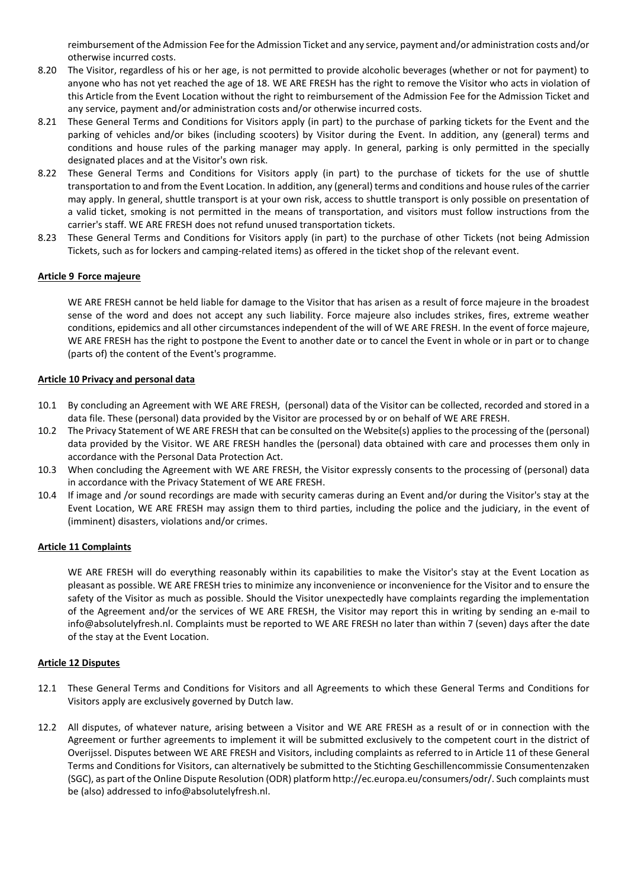reimbursement of the Admission Fee for the Admission Ticket and any service, payment and/or administration costs and/or otherwise incurred costs.

8.20 The Visitor, regardless of his or her age, is not permitted to provide alcoholic beverages (whether or not for payment) to anyone who has not yet reached the age of 18. WE ARE FRESH has the right to remove the Visitor who acts in violation of this Article from the Event Location without the right to reimbursement of the Admission Fee for the Admission Ticket and any service, payment and/or administration costs and/or otherwise incurred costs.

8.21 These General Terms and Conditions for Visitors apply (in part) to the purchase of parking tickets for the Event and the parking of vehicles and/or bikes (including scooters) by Visitor during the Event. In addition, any (general) terms and conditions and house rules of the parking manager may apply. In general, parking is only permitted in the specially designated places and at the Visitor's own risk.

8.22 These General Terms and Conditions for Visitors apply (in part) to the purchase of tickets for the use of shuttle transportation to and from the Event Location. In addition, any (general) terms and conditions and house rules of the carrier may apply. In general, shuttle transport is at your own risk, access to shuttle transport is only possible on presentation of a valid ticket, smoking is not permitted in the means of transportation, and visitors must follow instructions from the carrier's staff. WE ARE FRESH does not refund unused transportation tickets.

8.23 These General Terms and Conditions for Visitors apply (in part) to the purchase of other Tickets (not being Admission Tickets, such as for lockers and camping-related items) as offered in the ticket shop of the relevant event.

**Article 9 Force majeure**

WE ARE FRESH cannot be held liable for damage to the Visitor that has arisen as a result of force majeure in the broadest sense of the word and does not accept any such liability. Force majeure also includes strikes, fires, extreme weather conditions, epidemics and all other circumstances independent of the will of WE ARE FRESH. In the event of force majeure, WE ARE FRESH has the right to postpone the Event to another date or to cancel the Event in whole or in part or to change (parts of) the content of the Event's programme.

**Article 10 Privacy and personal data**

10.1 By concluding an Agreement with WE ARE FRESH, (personal) data of the Visitor can be collected, recorded and stored in a data file. These (personal) data provided by the Visitor are processed by or on behalf of WE ARE FRESH.

10.2 The Privacy Statement of WE ARE FRESH that can be consulted on the Website(s) applies to the processing of the (personal) data provided by the Visitor. WE ARE FRESH handles the (personal) data obtained with care and processes them only in accordance with the Personal Data Protection Act.

10.3 When concluding the Agreement with WE ARE FRESH, the Visitor expressly consents to the processing of (personal) data in accordance with the Privacy Statement of WE ARE FRESH.

10.4 If image and /or sound recordings are made with security cameras during an Event and/or during the Visitor's stay at the Event Location, WE ARE FRESH may assign them to third parties, including the police and the judiciary, in the event of (imminent) disasters, violations and/or crimes.

**Article 11 Complaints**

WE ARE FRESH will do everything reasonably within its capabilities to make the Visitor's stay at the Event Location as pleasant as possible. WE ARE FRESH tries to minimize any inconvenience or inconvenience for the Visitor and to ensure the safety of the Visitor as much as possible. Should the Visitor unexpectedly have complaints regarding the implementation of the Agreement and/or the services of WE ARE FRESH, the Visitor may report this in writing by sending an e-mail to info@absolutelyfresh.nl. Complaints must be reported to WE ARE FRESH no later than within 7 (seven) days after the date of the stay at the Event Location.

**Article 12 Disputes**

12.1 These General Terms and Conditions for Visitors and all Agreements to which these General Terms and Conditions for Visitors apply are exclusively governed by Dutch law.

12.2 All disputes, of whatever nature, arising between a Visitor and WE ARE FRESH as a result of or in connection with the Agreement or further agreements to implement it will be submitted exclusively to the competent court in the district of Overijssel. Disputes between WE ARE FRESH and Visitors, including complaints as referred to in Article 11 of these General Terms and Conditions for Visitors, can alternatively be submitted to the Stichting Geschillencommissie Consumentenzaken (SGC), as part of the Online Dispute Resolution (ODR) platform http://ec.europa.eu/consumers/odr/. Such complaints must be (also) addressed to info@absolutelyfresh.nl.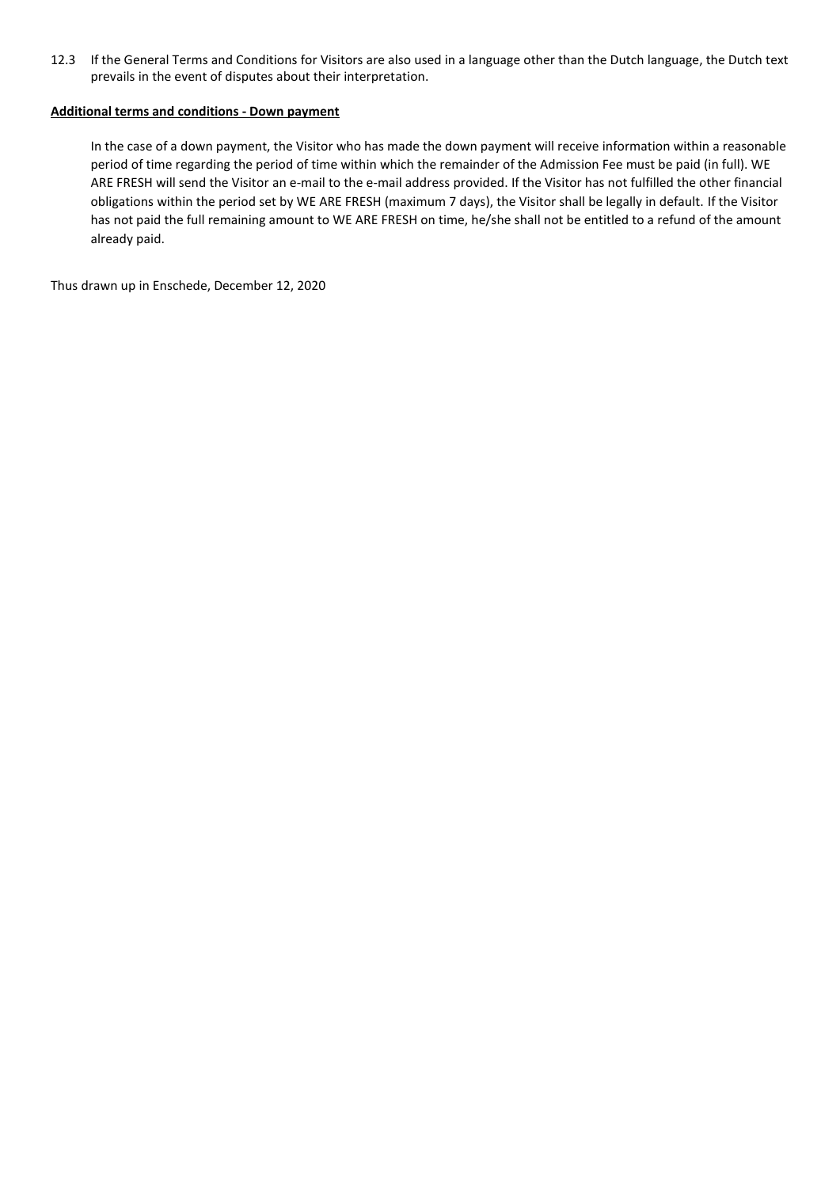12.3 If the General Terms and Conditions for Visitors are also used in a language other than the Dutch language, the Dutch text prevails in the event of disputes about their interpretation.

**Additional terms and conditions - Down payment**

In the case of a down payment, the Visitor who has made the down payment will receive information within a reasonable period of time regarding the period of time within which the remainder of the Admission Fee must be paid (in full). WE ARE FRESH will send the Visitor an e-mail to the e-mail address provided. If the Visitor has not fulfilled the other financial obligations within the period set by WE ARE FRESH (maximum 7 days), the Visitor shall be legally in default. If the Visitor has not paid the full remaining amount to WE ARE FRESH on time, he/she shall not be entitled to a refund of the amount already paid.

Thus drawn up in Enschede, December 12, 2020